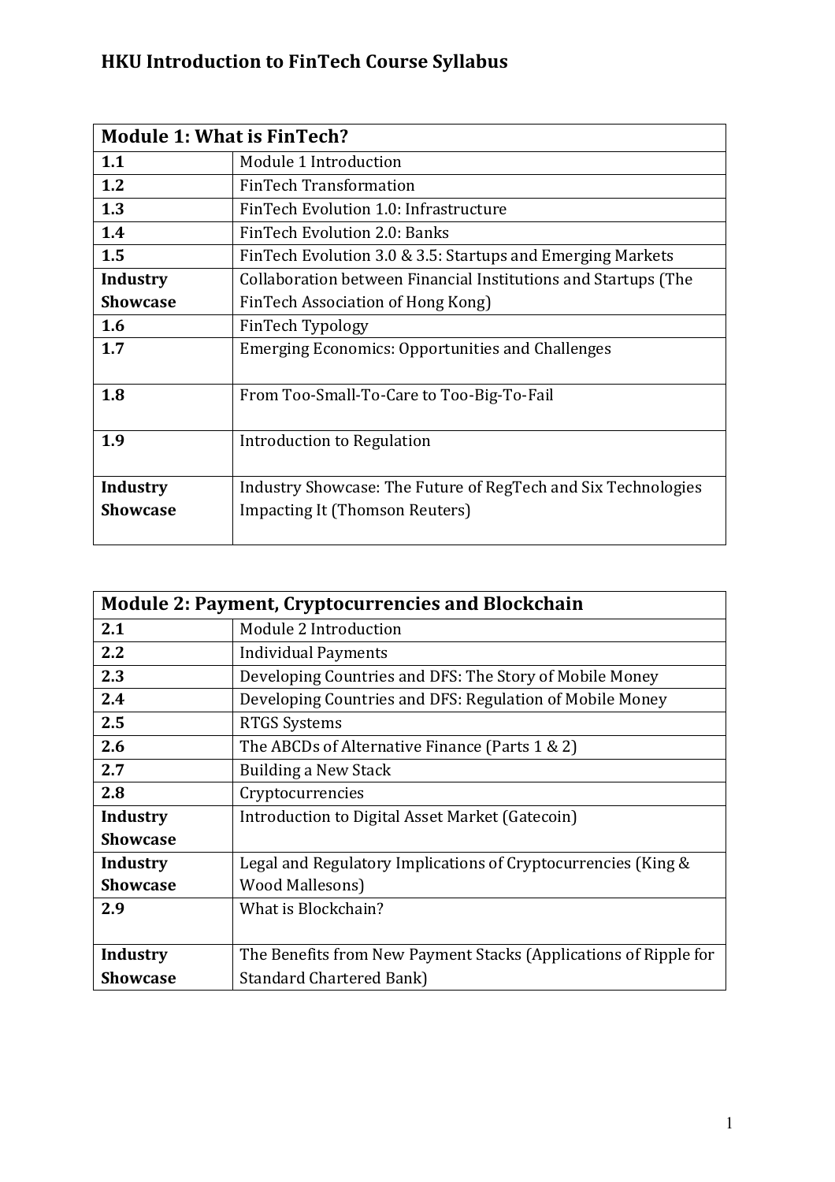# HKU Introduction to FinTech Course Syllabus

| Module 1: What is FinTech? | |
|---|---|
| **1.1** | Module 1 Introduction |
| **1.2** | FinTech Transformation |
| **1.3** | FinTech Evolution 1.0: Infrastructure |
| **1.4** | FinTech Evolution 2.0: Banks |
| **1.5** | FinTech Evolution 3.0 & 3.5: Startups and Emerging Markets |
| **Industry Showcase** | Collaboration between Financial Institutions and Startups (The FinTech Association of Hong Kong) |
| **1.6** | FinTech Typology |
| **1.7** | Emerging Economics: Opportunities and Challenges |
| **1.8** | From Too-Small-To-Care to Too-Big-To-Fail |
| **1.9** | Introduction to Regulation |
| **Industry Showcase** | Industry Showcase: The Future of RegTech and Six Technologies Impacting It (Thomson Reuters) |

| Module 2: Payment, Cryptocurrencies and Blockchain | |
|---|---|
| **2.1** | Module 2 Introduction |
| **2.2** | Individual Payments |
| **2.3** | Developing Countries and DFS: The Story of Mobile Money |
| **2.4** | Developing Countries and DFS: Regulation of Mobile Money |
| **2.5** | RTGS Systems |
| **2.6** | The ABCDs of Alternative Finance (Parts 1 & 2) |
| **2.7** | Building a New Stack |
| **2.8** | Cryptocurrencies |
| **Industry Showcase** | Introduction to Digital Asset Market (Gatecoin) |
| **Industry Showcase** | Legal and Regulatory Implications of Cryptocurrencies (King & Wood Mallesons) |
| **2.9** | What is Blockchain? |
| **Industry Showcase** | The Benefits from New Payment Stacks (Applications of Ripple for Standard Chartered Bank) |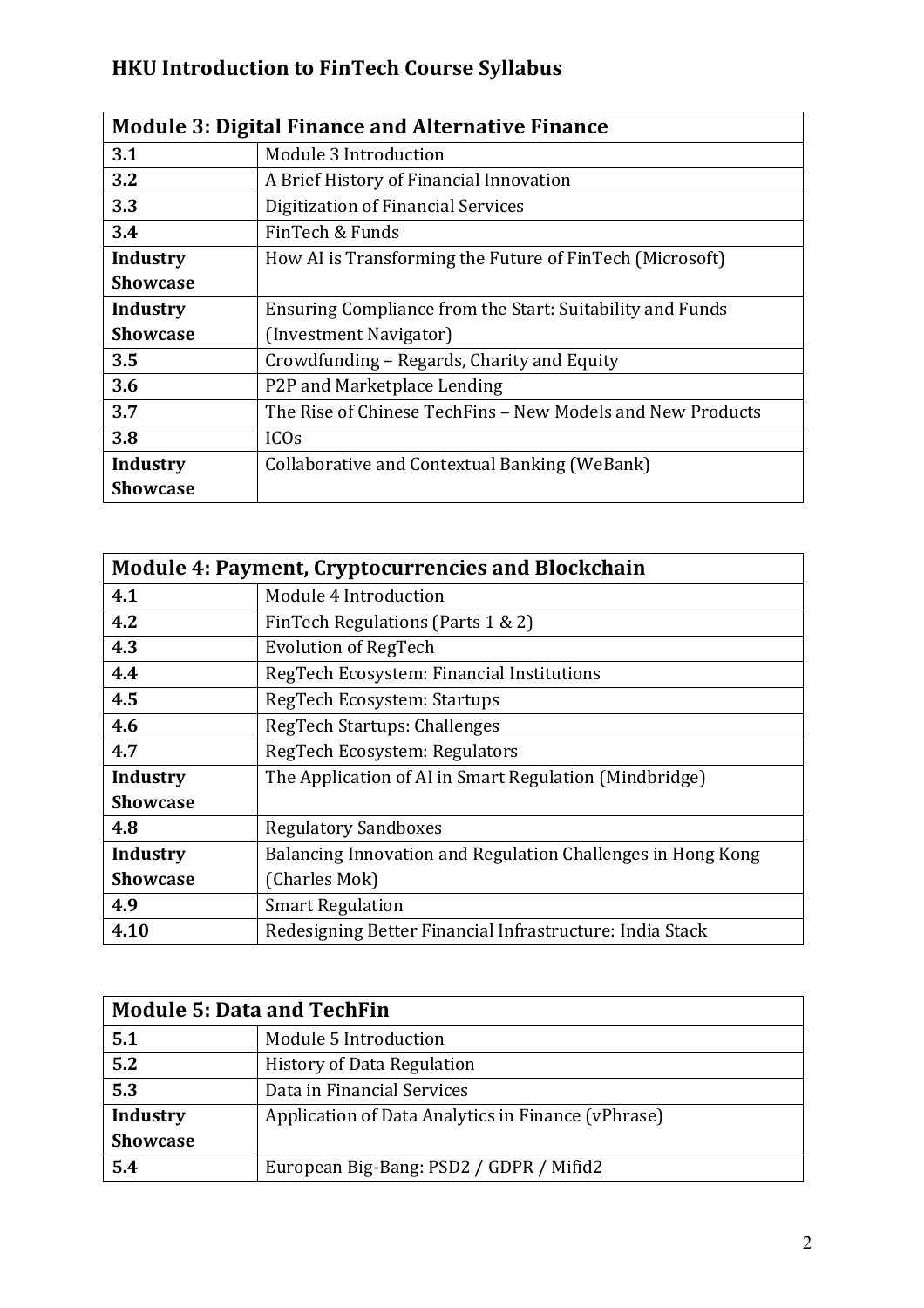# HKU Introduction to FinTech Course Syllabus

| Module 3: Digital Finance and Alternative Finance | |
|---|---|
| 3.1 | Module 3 Introduction |
| 3.2 | A Brief History of Financial Innovation |
| 3.3 | Digitization of Financial Services |
| 3.4 | FinTech & Funds |
| Industry Showcase | How AI is Transforming the Future of FinTech (Microsoft) |
| Industry Showcase | Ensuring Compliance from the Start: Suitability and Funds (Investment Navigator) |
| 3.5 | Crowdfunding – Regards, Charity and Equity |
| 3.6 | P2P and Marketplace Lending |
| 3.7 | The Rise of Chinese TechFins – New Models and New Products |
| 3.8 | ICOs |
| Industry Showcase | Collaborative and Contextual Banking (WeBank) |

| Module 4: Payment, Cryptocurrencies and Blockchain | |
|---|---|
| 4.1 | Module 4 Introduction |
| 4.2 | FinTech Regulations (Parts 1 & 2) |
| 4.3 | Evolution of RegTech |
| 4.4 | RegTech Ecosystem: Financial Institutions |
| 4.5 | RegTech Ecosystem: Startups |
| 4.6 | RegTech Startups: Challenges |
| 4.7 | RegTech Ecosystem: Regulators |
| Industry Showcase | The Application of AI in Smart Regulation (Mindbridge) |
| 4.8 | Regulatory Sandboxes |
| Industry Showcase | Balancing Innovation and Regulation Challenges in Hong Kong (Charles Mok) |
| 4.9 | Smart Regulation |
| 4.10 | Redesigning Better Financial Infrastructure: India Stack |

| Module 5: Data and TechFin | |
|---|---|
| 5.1 | Module 5 Introduction |
| 5.2 | History of Data Regulation |
| 5.3 | Data in Financial Services |
| Industry Showcase | Application of Data Analytics in Finance (vPhrase) |
| 5.4 | European Big-Bang: PSD2 / GDPR / Mifid2 |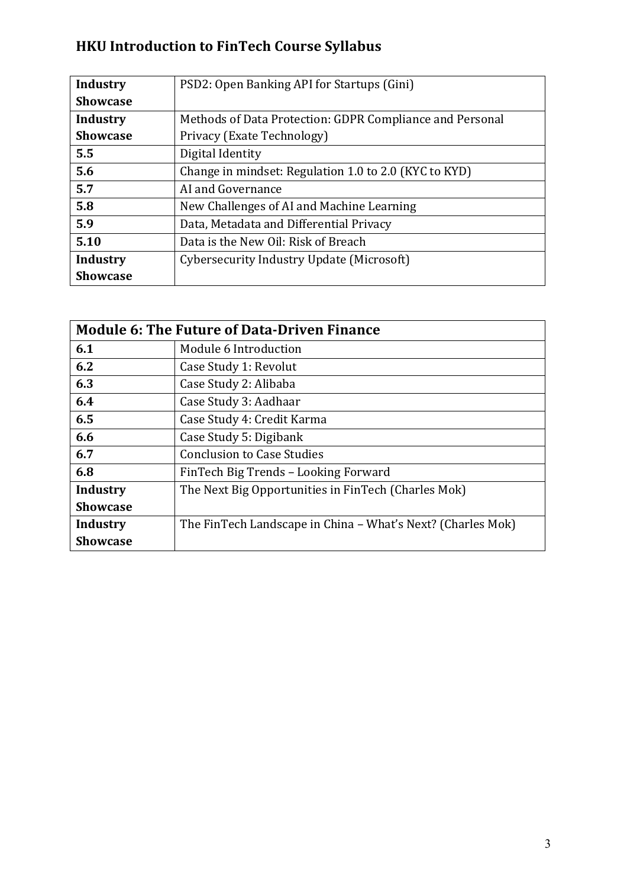# HKU Introduction to FinTech Course Syllabus

| | |
|---|---|
| **Industry Showcase** | PSD2: Open Banking API for Startups (Gini) |
| **Industry Showcase** | Methods of Data Protection: GDPR Compliance and Personal Privacy (Exate Technology) |
| **5.5** | Digital Identity |
| **5.6** | Change in mindset: Regulation 1.0 to 2.0 (KYC to KYD) |
| **5.7** | AI and Governance |
| **5.8** | New Challenges of AI and Machine Learning |
| **5.9** | Data, Metadata and Differential Privacy |
| **5.10** | Data is the New Oil: Risk of Breach |
| **Industry Showcase** | Cybersecurity Industry Update (Microsoft) |

| **Module 6: The Future of Data-Driven Finance** | |
|---|---|
| **6.1** | Module 6 Introduction |
| **6.2** | Case Study 1: Revolut |
| **6.3** | Case Study 2: Alibaba |
| **6.4** | Case Study 3: Aadhaar |
| **6.5** | Case Study 4: Credit Karma |
| **6.6** | Case Study 5: Digibank |
| **6.7** | Conclusion to Case Studies |
| **6.8** | FinTech Big Trends – Looking Forward |
| **Industry Showcase** | The Next Big Opportunities in FinTech (Charles Mok) |
| **Industry Showcase** | The FinTech Landscape in China – What's Next? (Charles Mok) |